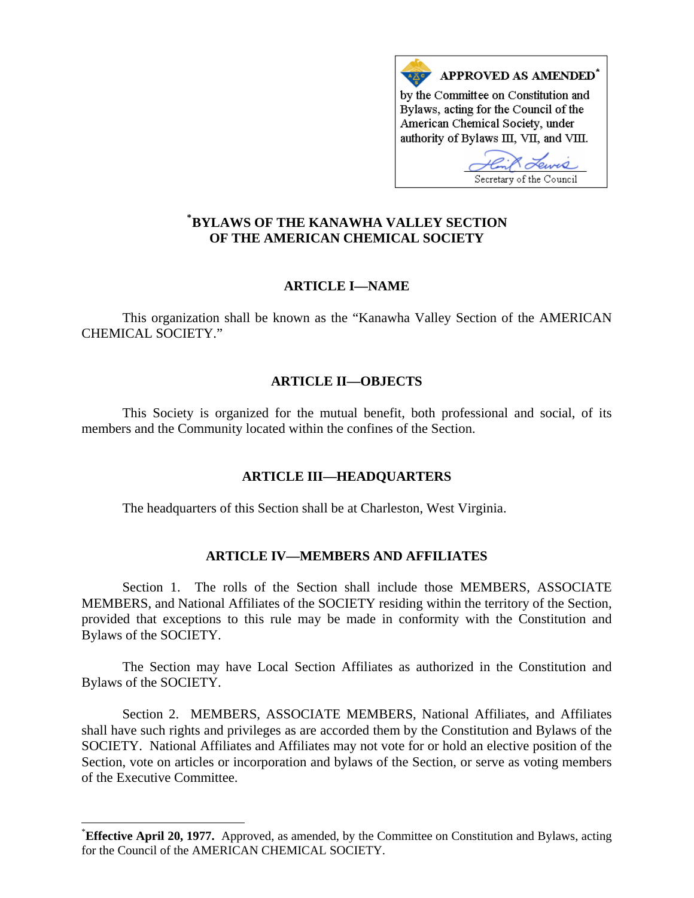**APPROVED AS AMENDED[*]**

by the Committee on Constitution and Bylaws, acting for the Council of the American Chemical Society, under authority of Bylaws III, VII, and VIII.

Secretary of the Council

# [*]BYLAWS OF THE KANAWHA VALLEY SECTION OF THE AMERICAN CHEMICAL SOCIETY

## ARTICLE I—NAME

This organization shall be known as the "Kanawha Valley Section of the AMERICAN CHEMICAL SOCIETY."

## ARTICLE II—OBJECTS

This Society is organized for the mutual benefit, both professional and social, of its members and the Community located within the confines of the Section.

## ARTICLE III—HEADQUARTERS

The headquarters of this Section shall be at Charleston, West Virginia.

## ARTICLE IV—MEMBERS AND AFFILIATES

Section 1. The rolls of the Section shall include those MEMBERS, ASSOCIATE MEMBERS, and National Affiliates of the SOCIETY residing within the territory of the Section, provided that exceptions to this rule may be made in conformity with the Constitution and Bylaws of the SOCIETY.

The Section may have Local Section Affiliates as authorized in the Constitution and Bylaws of the SOCIETY.

Section 2. MEMBERS, ASSOCIATE MEMBERS, National Affiliates, and Affiliates shall have such rights and privileges as are accorded them by the Constitution and Bylaws of the SOCIETY. National Affiliates and Affiliates may not vote for or hold an elective position of the Section, vote on articles or incorporation and bylaws of the Section, or serve as voting members of the Executive Committee.

---

[*]**Effective April 20, 1977.** Approved, as amended, by the Committee on Constitution and Bylaws, acting for the Council of the AMERICAN CHEMICAL SOCIETY.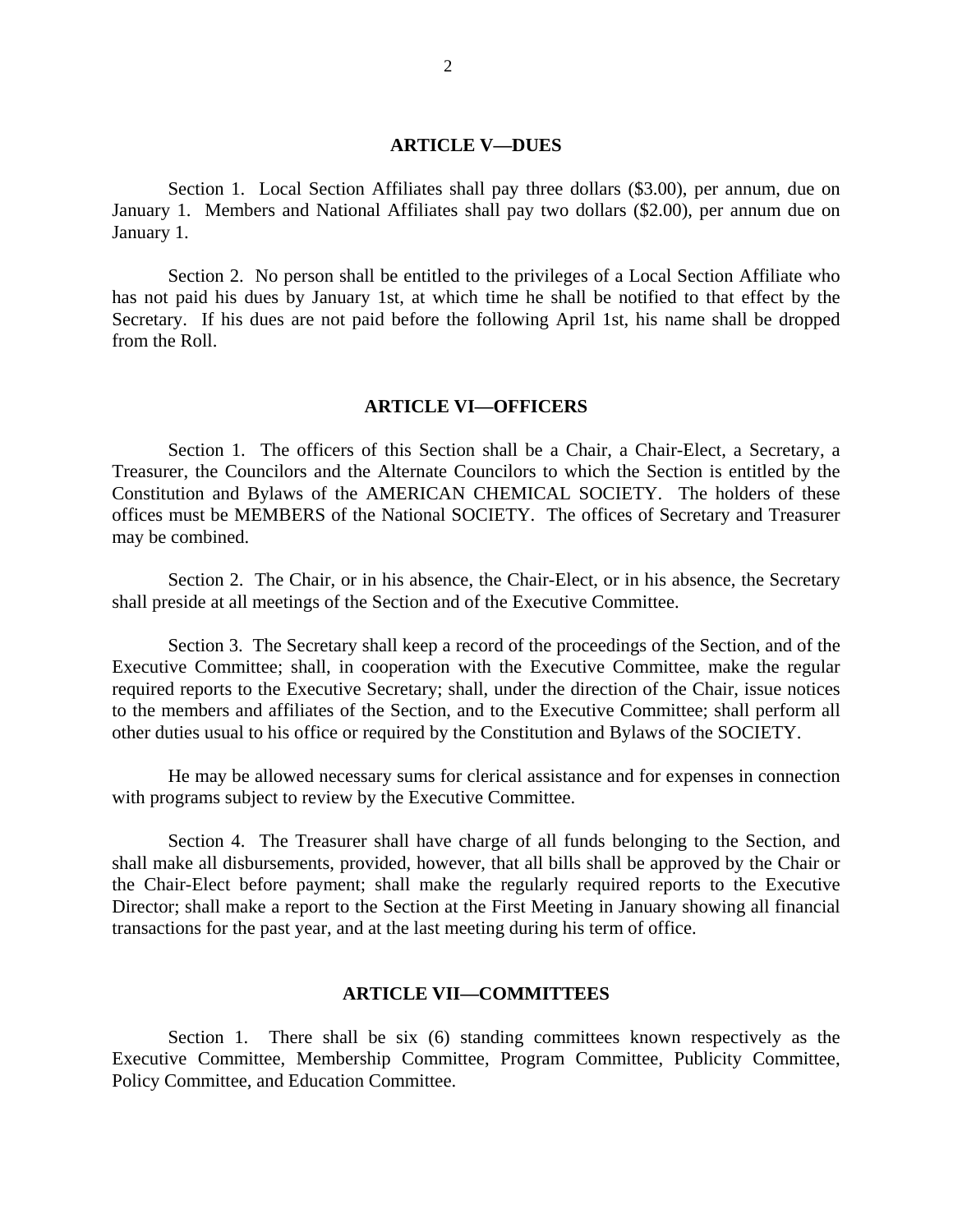## ARTICLE V—DUES

Section 1. Local Section Affiliates shall pay three dollars ($3.00), per annum, due on January 1. Members and National Affiliates shall pay two dollars ($2.00), per annum due on January 1.

Section 2. No person shall be entitled to the privileges of a Local Section Affiliate who has not paid his dues by January 1st, at which time he shall be notified to that effect by the Secretary. If his dues are not paid before the following April 1st, his name shall be dropped from the Roll.

## ARTICLE VI—OFFICERS

Section 1. The officers of this Section shall be a Chair, a Chair-Elect, a Secretary, a Treasurer, the Councilors and the Alternate Councilors to which the Section is entitled by the Constitution and Bylaws of the AMERICAN CHEMICAL SOCIETY. The holders of these offices must be MEMBERS of the National SOCIETY. The offices of Secretary and Treasurer may be combined.

Section 2. The Chair, or in his absence, the Chair-Elect, or in his absence, the Secretary shall preside at all meetings of the Section and of the Executive Committee.

Section 3. The Secretary shall keep a record of the proceedings of the Section, and of the Executive Committee; shall, in cooperation with the Executive Committee, make the regular required reports to the Executive Secretary; shall, under the direction of the Chair, issue notices to the members and affiliates of the Section, and to the Executive Committee; shall perform all other duties usual to his office or required by the Constitution and Bylaws of the SOCIETY.

He may be allowed necessary sums for clerical assistance and for expenses in connection with programs subject to review by the Executive Committee.

Section 4. The Treasurer shall have charge of all funds belonging to the Section, and shall make all disbursements, provided, however, that all bills shall be approved by the Chair or the Chair-Elect before payment; shall make the regularly required reports to the Executive Director; shall make a report to the Section at the First Meeting in January showing all financial transactions for the past year, and at the last meeting during his term of office.

## ARTICLE VII—COMMITTEES

Section 1. There shall be six (6) standing committees known respectively as the Executive Committee, Membership Committee, Program Committee, Publicity Committee, Policy Committee, and Education Committee.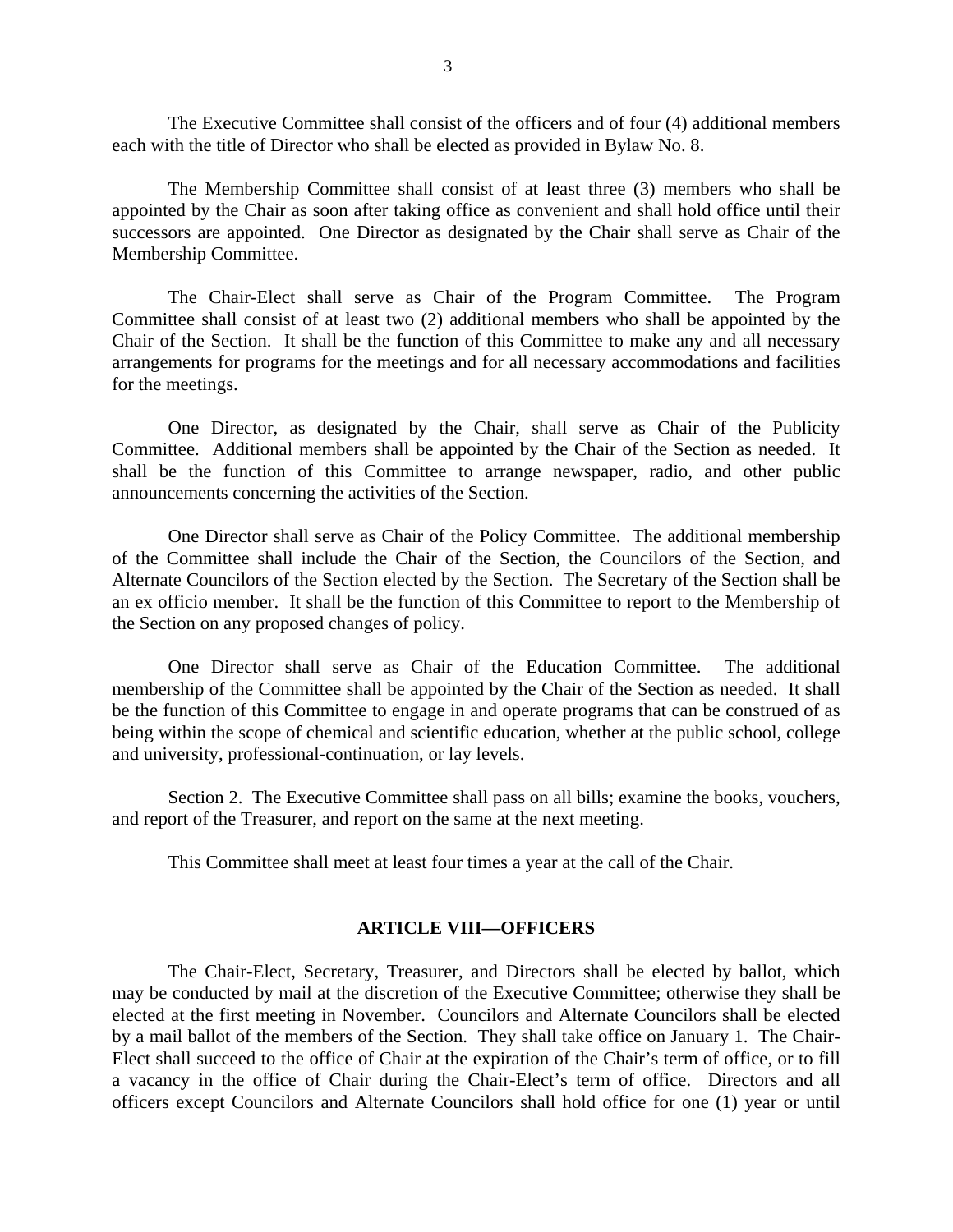The Executive Committee shall consist of the officers and of four (4) additional members each with the title of Director who shall be elected as provided in Bylaw No. 8.

The Membership Committee shall consist of at least three (3) members who shall be appointed by the Chair as soon after taking office as convenient and shall hold office until their successors are appointed. One Director as designated by the Chair shall serve as Chair of the Membership Committee.

The Chair-Elect shall serve as Chair of the Program Committee. The Program Committee shall consist of at least two (2) additional members who shall be appointed by the Chair of the Section. It shall be the function of this Committee to make any and all necessary arrangements for programs for the meetings and for all necessary accommodations and facilities for the meetings.

One Director, as designated by the Chair, shall serve as Chair of the Publicity Committee. Additional members shall be appointed by the Chair of the Section as needed. It shall be the function of this Committee to arrange newspaper, radio, and other public announcements concerning the activities of the Section.

One Director shall serve as Chair of the Policy Committee. The additional membership of the Committee shall include the Chair of the Section, the Councilors of the Section, and Alternate Councilors of the Section elected by the Section. The Secretary of the Section shall be an ex officio member. It shall be the function of this Committee to report to the Membership of the Section on any proposed changes of policy.

One Director shall serve as Chair of the Education Committee. The additional membership of the Committee shall be appointed by the Chair of the Section as needed. It shall be the function of this Committee to engage in and operate programs that can be construed of as being within the scope of chemical and scientific education, whether at the public school, college and university, professional-continuation, or lay levels.

Section 2. The Executive Committee shall pass on all bills; examine the books, vouchers, and report of the Treasurer, and report on the same at the next meeting.

This Committee shall meet at least four times a year at the call of the Chair.

## ARTICLE VIII—OFFICERS

The Chair-Elect, Secretary, Treasurer, and Directors shall be elected by ballot, which may be conducted by mail at the discretion of the Executive Committee; otherwise they shall be elected at the first meeting in November. Councilors and Alternate Councilors shall be elected by a mail ballot of the members of the Section. They shall take office on January 1. The Chair-Elect shall succeed to the office of Chair at the expiration of the Chair's term of office, or to fill a vacancy in the office of Chair during the Chair-Elect's term of office. Directors and all officers except Councilors and Alternate Councilors shall hold office for one (1) year or until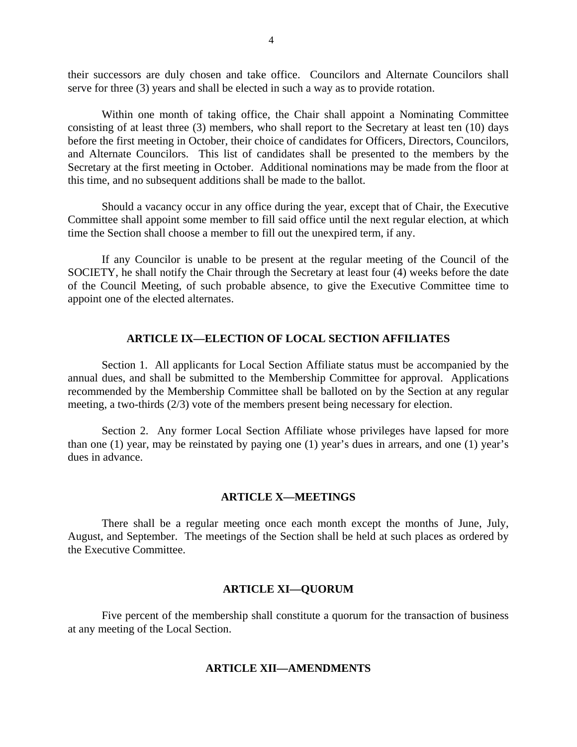their successors are duly chosen and take office. Councilors and Alternate Councilors shall serve for three (3) years and shall be elected in such a way as to provide rotation.

Within one month of taking office, the Chair shall appoint a Nominating Committee consisting of at least three (3) members, who shall report to the Secretary at least ten (10) days before the first meeting in October, their choice of candidates for Officers, Directors, Councilors, and Alternate Councilors. This list of candidates shall be presented to the members by the Secretary at the first meeting in October. Additional nominations may be made from the floor at this time, and no subsequent additions shall be made to the ballot.

Should a vacancy occur in any office during the year, except that of Chair, the Executive Committee shall appoint some member to fill said office until the next regular election, at which time the Section shall choose a member to fill out the unexpired term, if any.

If any Councilor is unable to be present at the regular meeting of the Council of the SOCIETY, he shall notify the Chair through the Secretary at least four (4) weeks before the date of the Council Meeting, of such probable absence, to give the Executive Committee time to appoint one of the elected alternates.

## ARTICLE IX—ELECTION OF LOCAL SECTION AFFILIATES

Section 1. All applicants for Local Section Affiliate status must be accompanied by the annual dues, and shall be submitted to the Membership Committee for approval. Applications recommended by the Membership Committee shall be balloted on by the Section at any regular meeting, a two-thirds (2/3) vote of the members present being necessary for election.

Section 2. Any former Local Section Affiliate whose privileges have lapsed for more than one (1) year, may be reinstated by paying one (1) year's dues in arrears, and one (1) year's dues in advance.

## ARTICLE X—MEETINGS

There shall be a regular meeting once each month except the months of June, July, August, and September. The meetings of the Section shall be held at such places as ordered by the Executive Committee.

## ARTICLE XI—QUORUM

Five percent of the membership shall constitute a quorum for the transaction of business at any meeting of the Local Section.

## ARTICLE XII—AMENDMENTS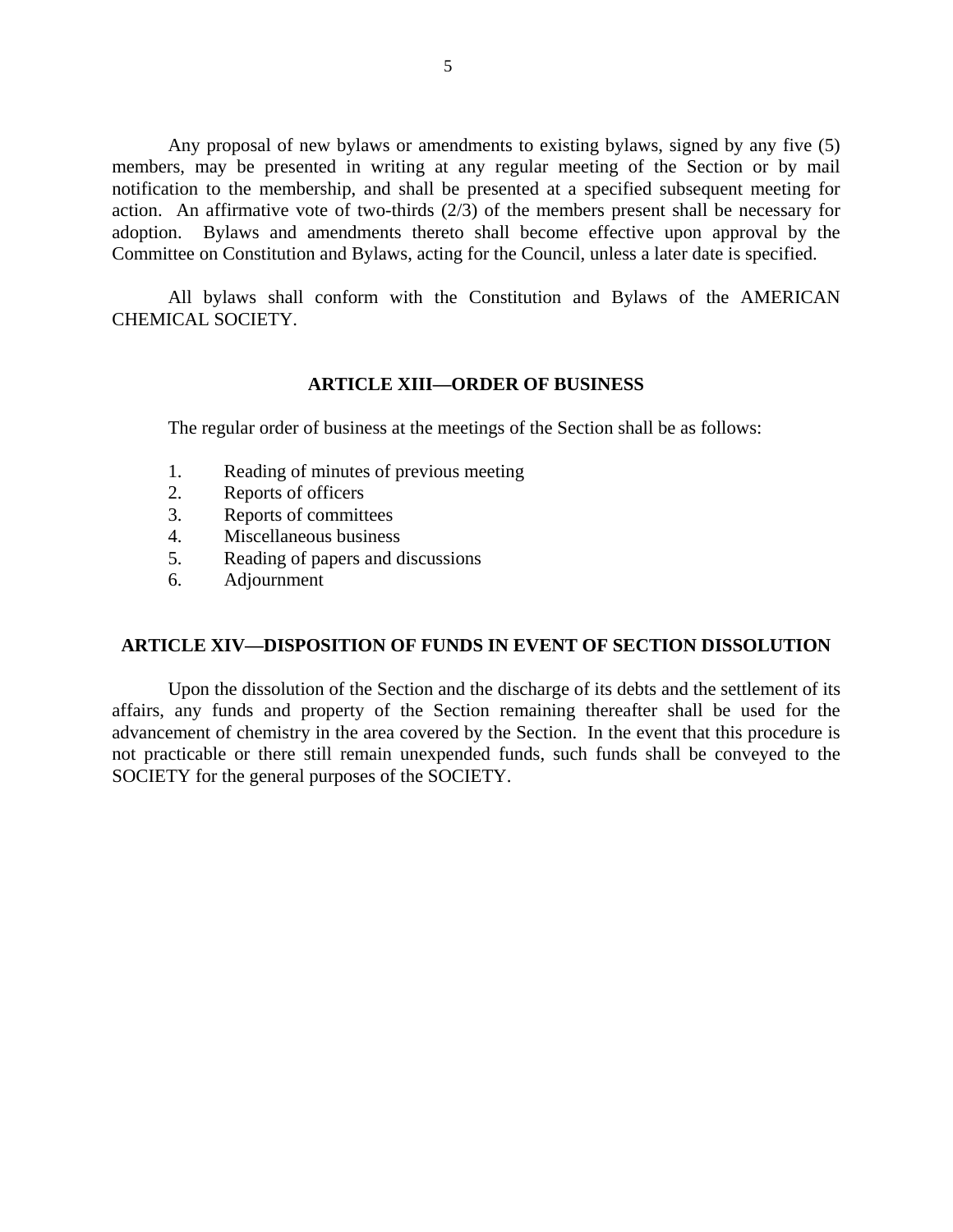Any proposal of new bylaws or amendments to existing bylaws, signed by any five (5) members, may be presented in writing at any regular meeting of the Section or by mail notification to the membership, and shall be presented at a specified subsequent meeting for action. An affirmative vote of two-thirds (2/3) of the members present shall be necessary for adoption. Bylaws and amendments thereto shall become effective upon approval by the Committee on Constitution and Bylaws, acting for the Council, unless a later date is specified.

All bylaws shall conform with the Constitution and Bylaws of the AMERICAN CHEMICAL SOCIETY.

## ARTICLE XIII—ORDER OF BUSINESS

The regular order of business at the meetings of the Section shall be as follows:

1. Reading of minutes of previous meeting
2. Reports of officers
3. Reports of committees
4. Miscellaneous business
5. Reading of papers and discussions
6. Adjournment

## ARTICLE XIV—DISPOSITION OF FUNDS IN EVENT OF SECTION DISSOLUTION

Upon the dissolution of the Section and the discharge of its debts and the settlement of its affairs, any funds and property of the Section remaining thereafter shall be used for the advancement of chemistry in the area covered by the Section. In the event that this procedure is not practicable or there still remain unexpended funds, such funds shall be conveyed to the SOCIETY for the general purposes of the SOCIETY.